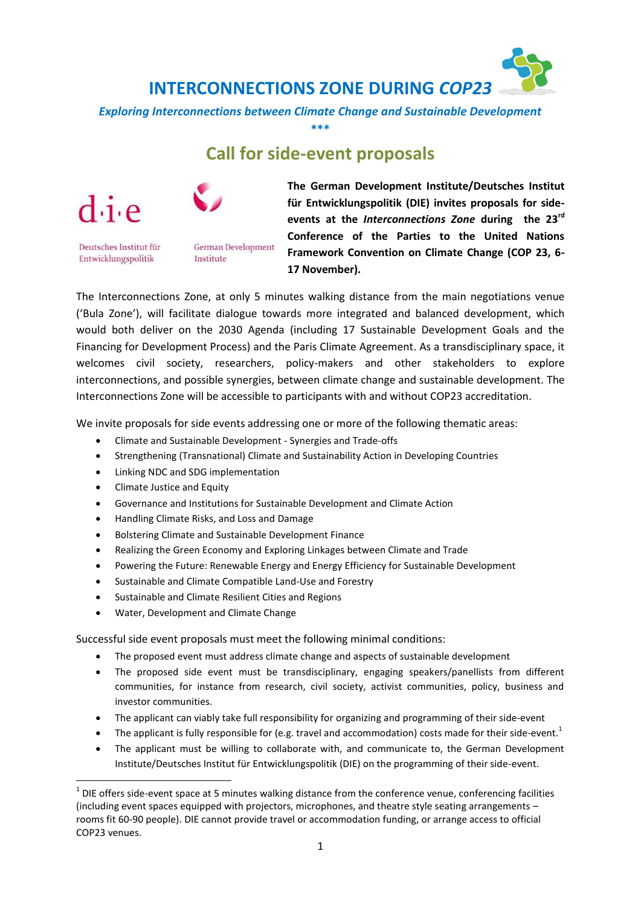# INTERCONNECTIONS ZONE DURING *COP23*

***Exploring Interconnections between Climate Change and Sustainable Development***

***

## Call for side-event proposals

d·i·e

Deutsches Institut für Entwicklungspolitik

German Development Institute

**The German Development Institute/Deutsches Institut für Entwicklungspolitik (DIE) invites proposals for side-events at the *Interconnections Zone* during the 23rd Conference of the Parties to the United Nations Framework Convention on Climate Change (COP 23, 6-17 November).**

The Interconnections Zone, at only 5 minutes walking distance from the main negotiations venue ('Bula Zone'), will facilitate dialogue towards more integrated and balanced development, which would both deliver on the 2030 Agenda (including 17 Sustainable Development Goals and the Financing for Development Process) and the Paris Climate Agreement. As a transdisciplinary space, it welcomes civil society, researchers, policy-makers and other stakeholders to explore interconnections, and possible synergies, between climate change and sustainable development. The Interconnections Zone will be accessible to participants with and without COP23 accreditation.

We invite proposals for side events addressing one or more of the following thematic areas:

- Climate and Sustainable Development - Synergies and Trade-offs
- Strengthening (Transnational) Climate and Sustainability Action in Developing Countries
- Linking NDC and SDG implementation
- Climate Justice and Equity
- Governance and Institutions for Sustainable Development and Climate Action
- Handling Climate Risks, and Loss and Damage
- Bolstering Climate and Sustainable Development Finance
- Realizing the Green Economy and Exploring Linkages between Climate and Trade
- Powering the Future: Renewable Energy and Energy Efficiency for Sustainable Development
- Sustainable and Climate Compatible Land-Use and Forestry
- Sustainable and Climate Resilient Cities and Regions
- Water, Development and Climate Change

Successful side event proposals must meet the following minimal conditions:

- The proposed event must address climate change and aspects of sustainable development
- The proposed side event must be transdisciplinary, engaging speakers/panellists from different communities, for instance from research, civil society, activist communities, policy, business and investor communities.
- The applicant can viably take full responsibility for organizing and programming of their side-event
- The applicant is fully responsible for (e.g. travel and accommodation) costs made for their side-event.[1]
- The applicant must be willing to collaborate with, and communicate to, the German Development Institute/Deutsches Institut für Entwicklungspolitik (DIE) on the programming of their side-event.

[1] DIE offers side-event space at 5 minutes walking distance from the conference venue, conferencing facilities (including event spaces equipped with projectors, microphones, and theatre style seating arrangements – rooms fit 60-90 people). DIE cannot provide travel or accommodation funding, or arrange access to official COP23 venues.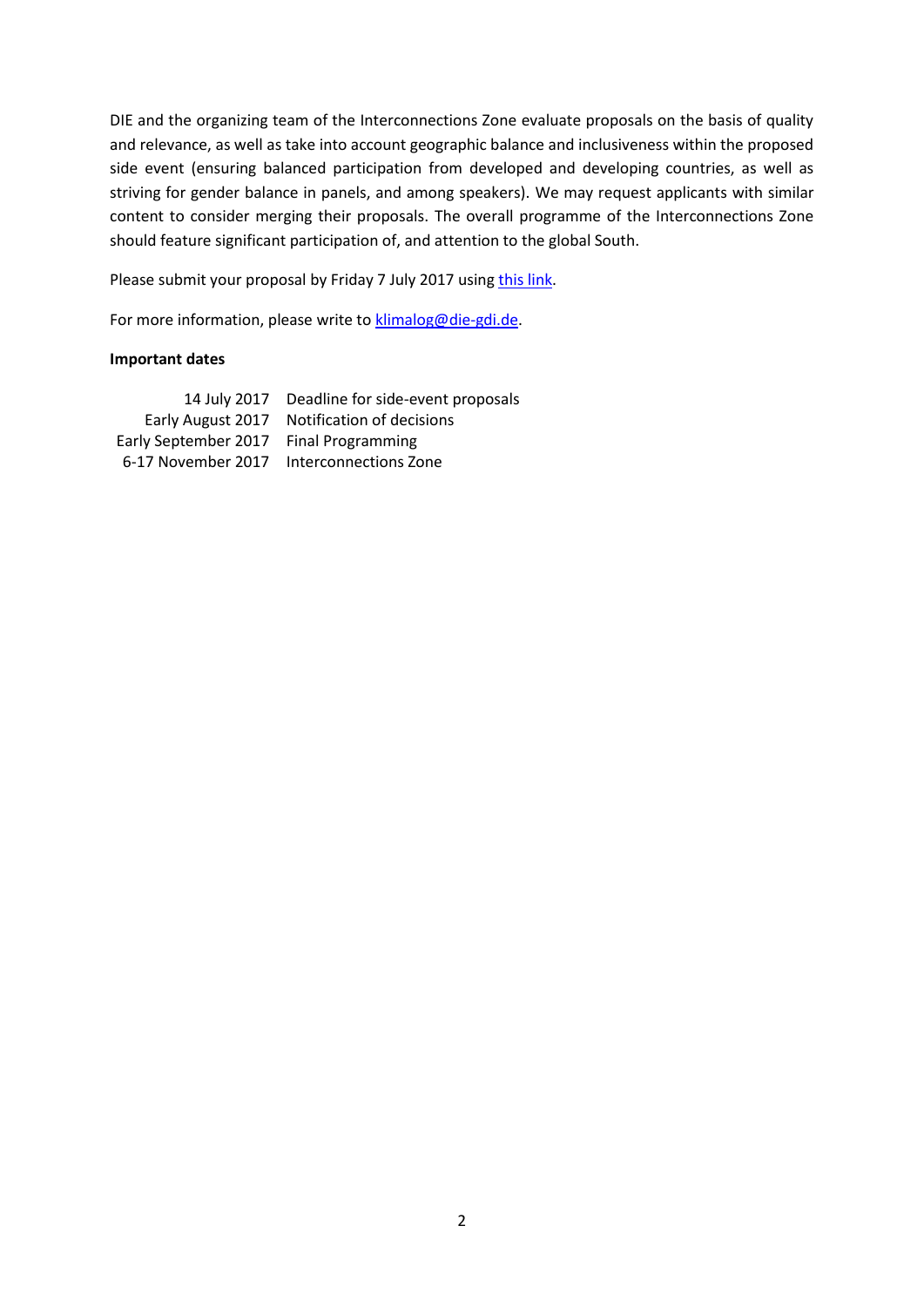DIE and the organizing team of the Interconnections Zone evaluate proposals on the basis of quality and relevance, as well as take into account geographic balance and inclusiveness within the proposed side event (ensuring balanced participation from developed and developing countries, as well as striving for gender balance in panels, and among speakers). We may request applicants with similar content to consider merging their proposals. The overall programme of the Interconnections Zone should feature significant participation of, and attention to the global South.

Please submit your proposal by Friday 7 July 2017 using this link.

For more information, please write to klimalog@die-gdi.de.

**Important dates**

| | |
|---|---|
| 14 July 2017 | Deadline for side-event proposals |
| Early August 2017 | Notification of decisions |
| Early September 2017 | Final Programming |
| 6-17 November 2017 | Interconnections Zone |